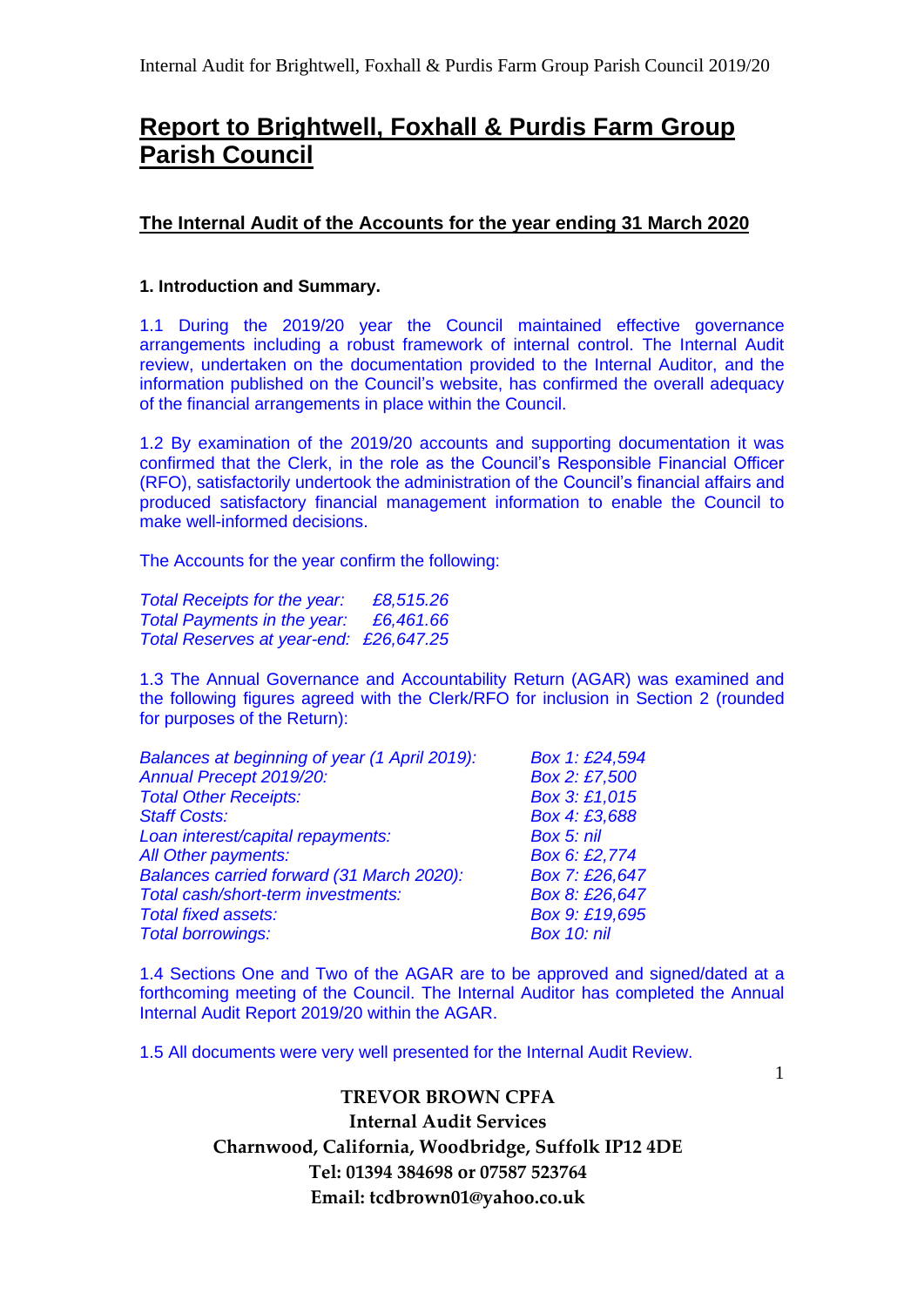# Report to Brightwell, Foxhall & Purdis Farm Group Parish Council

## The Internal Audit of the Accounts for the year ending 31 March 2020

### 1. Introduction and Summary.

1.1 During the 2019/20 year the Council maintained effective governance arrangements including a robust framework of internal control. The Internal Audit review, undertaken on the documentation provided to the Internal Auditor, and the information published on the Council's website, has confirmed the overall adequacy of the financial arrangements in place within the Council.

1.2 By examination of the 2019/20 accounts and supporting documentation it was confirmed that the Clerk, in the role as the Council's Responsible Financial Officer (RFO), satisfactorily undertook the administration of the Council's financial affairs and produced satisfactory financial management information to enable the Council to make well-informed decisions.

The Accounts for the year confirm the following:

*Total Receipts for the year: £8,515.26*
*Total Payments in the year: £6,461.66*
*Total Reserves at year-end: £26,647.25*

1.3 The Annual Governance and Accountability Return (AGAR) was examined and the following figures agreed with the Clerk/RFO for inclusion in Section 2 (rounded for purposes of the Return):

| | |
|---|---|
| *Balances at beginning of year (1 April 2019):* | *Box 1: £24,594* |
| *Annual Precept 2019/20:* | *Box 2: £7,500* |
| *Total Other Receipts:* | *Box 3: £1,015* |
| *Staff Costs:* | *Box 4: £3,688* |
| *Loan interest/capital repayments:* | *Box 5: nil* |
| *All Other payments:* | *Box 6: £2,774* |
| *Balances carried forward (31 March 2020):* | *Box 7: £26,647* |
| *Total cash/short-term investments:* | *Box 8: £26,647* |
| *Total fixed assets:* | *Box 9: £19,695* |
| *Total borrowings:* | *Box 10: nil* |

1.4 Sections One and Two of the AGAR are to be approved and signed/dated at a forthcoming meeting of the Council. The Internal Auditor has completed the Annual Internal Audit Report 2019/20 within the AGAR.

1.5 All documents were very well presented for the Internal Audit Review.

**TREVOR BROWN CPFA**
**Internal Audit Services**
**Charnwood, California, Woodbridge, Suffolk IP12 4DE**
**Tel: 01394 384698 or 07587 523764**
**Email: tcdbrown01@yahoo.co.uk**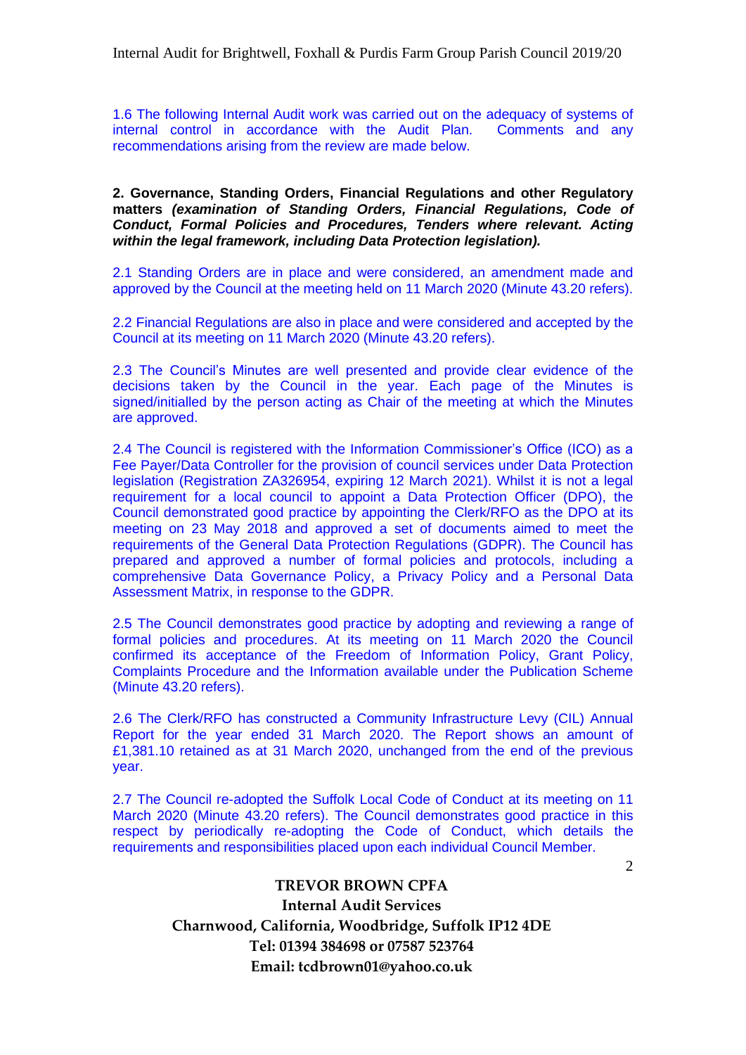1.6 The following Internal Audit work was carried out on the adequacy of systems of internal control in accordance with the Audit Plan. Comments and any recommendations arising from the review are made below.

**2. Governance, Standing Orders, Financial Regulations and other Regulatory matters *(examination of Standing Orders, Financial Regulations, Code of Conduct, Formal Policies and Procedures, Tenders where relevant. Acting within the legal framework, including Data Protection legislation).***

2.1 Standing Orders are in place and were considered, an amendment made and approved by the Council at the meeting held on 11 March 2020 (Minute 43.20 refers).

2.2 Financial Regulations are also in place and were considered and accepted by the Council at its meeting on 11 March 2020 (Minute 43.20 refers).

2.3 The Council's Minutes are well presented and provide clear evidence of the decisions taken by the Council in the year. Each page of the Minutes is signed/initialled by the person acting as Chair of the meeting at which the Minutes are approved.

2.4 The Council is registered with the Information Commissioner's Office (ICO) as a Fee Payer/Data Controller for the provision of council services under Data Protection legislation (Registration ZA326954, expiring 12 March 2021). Whilst it is not a legal requirement for a local council to appoint a Data Protection Officer (DPO), the Council demonstrated good practice by appointing the Clerk/RFO as the DPO at its meeting on 23 May 2018 and approved a set of documents aimed to meet the requirements of the General Data Protection Regulations (GDPR). The Council has prepared and approved a number of formal policies and protocols, including a comprehensive Data Governance Policy, a Privacy Policy and a Personal Data Assessment Matrix, in response to the GDPR.

2.5 The Council demonstrates good practice by adopting and reviewing a range of formal policies and procedures. At its meeting on 11 March 2020 the Council confirmed its acceptance of the Freedom of Information Policy, Grant Policy, Complaints Procedure and the Information available under the Publication Scheme (Minute 43.20 refers).

2.6 The Clerk/RFO has constructed a Community Infrastructure Levy (CIL) Annual Report for the year ended 31 March 2020. The Report shows an amount of £1,381.10 retained as at 31 March 2020, unchanged from the end of the previous year.

2.7 The Council re-adopted the Suffolk Local Code of Conduct at its meeting on 11 March 2020 (Minute 43.20 refers). The Council demonstrates good practice in this respect by periodically re-adopting the Code of Conduct, which details the requirements and responsibilities placed upon each individual Council Member.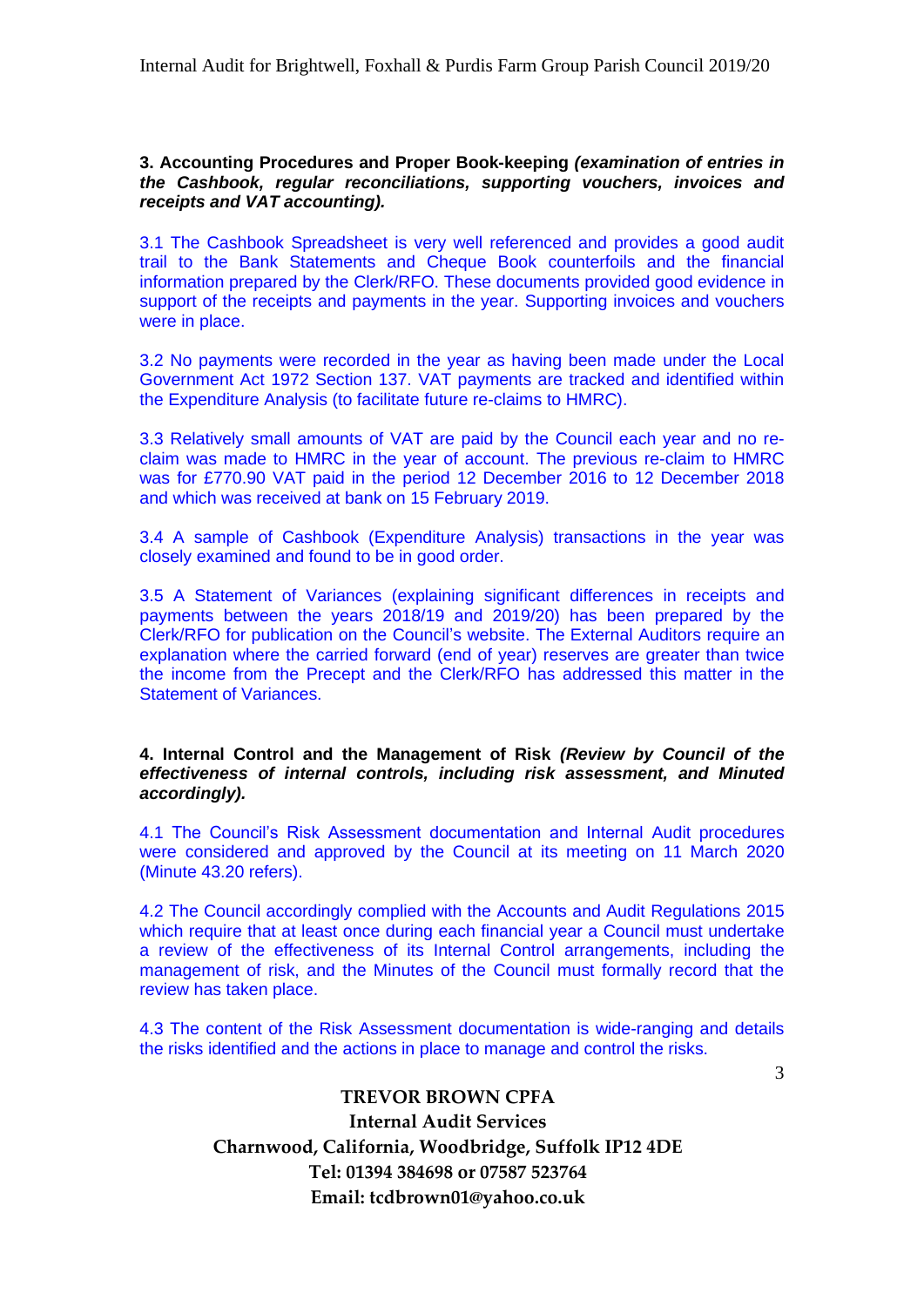**3. Accounting Procedures and Proper Book-keeping** ***(examination of entries in the Cashbook, regular reconciliations, supporting vouchers, invoices and receipts and VAT accounting).***

3.1 The Cashbook Spreadsheet is very well referenced and provides a good audit trail to the Bank Statements and Cheque Book counterfoils and the financial information prepared by the Clerk/RFO. These documents provided good evidence in support of the receipts and payments in the year. Supporting invoices and vouchers were in place.

3.2 No payments were recorded in the year as having been made under the Local Government Act 1972 Section 137. VAT payments are tracked and identified within the Expenditure Analysis (to facilitate future re-claims to HMRC).

3.3 Relatively small amounts of VAT are paid by the Council each year and no re-claim was made to HMRC in the year of account. The previous re-claim to HMRC was for £770.90 VAT paid in the period 12 December 2016 to 12 December 2018 and which was received at bank on 15 February 2019.

3.4 A sample of Cashbook (Expenditure Analysis) transactions in the year was closely examined and found to be in good order.

3.5 A Statement of Variances (explaining significant differences in receipts and payments between the years 2018/19 and 2019/20) has been prepared by the Clerk/RFO for publication on the Council's website. The External Auditors require an explanation where the carried forward (end of year) reserves are greater than twice the income from the Precept and the Clerk/RFO has addressed this matter in the Statement of Variances.

**4. Internal Control and the Management of Risk** ***(Review by Council of the effectiveness of internal controls, including risk assessment, and Minuted accordingly).***

4.1 The Council's Risk Assessment documentation and Internal Audit procedures were considered and approved by the Council at its meeting on 11 March 2020 (Minute 43.20 refers).

4.2 The Council accordingly complied with the Accounts and Audit Regulations 2015 which require that at least once during each financial year a Council must undertake a review of the effectiveness of its Internal Control arrangements, including the management of risk, and the Minutes of the Council must formally record that the review has taken place.

4.3 The content of the Risk Assessment documentation is wide-ranging and details the risks identified and the actions in place to manage and control the risks.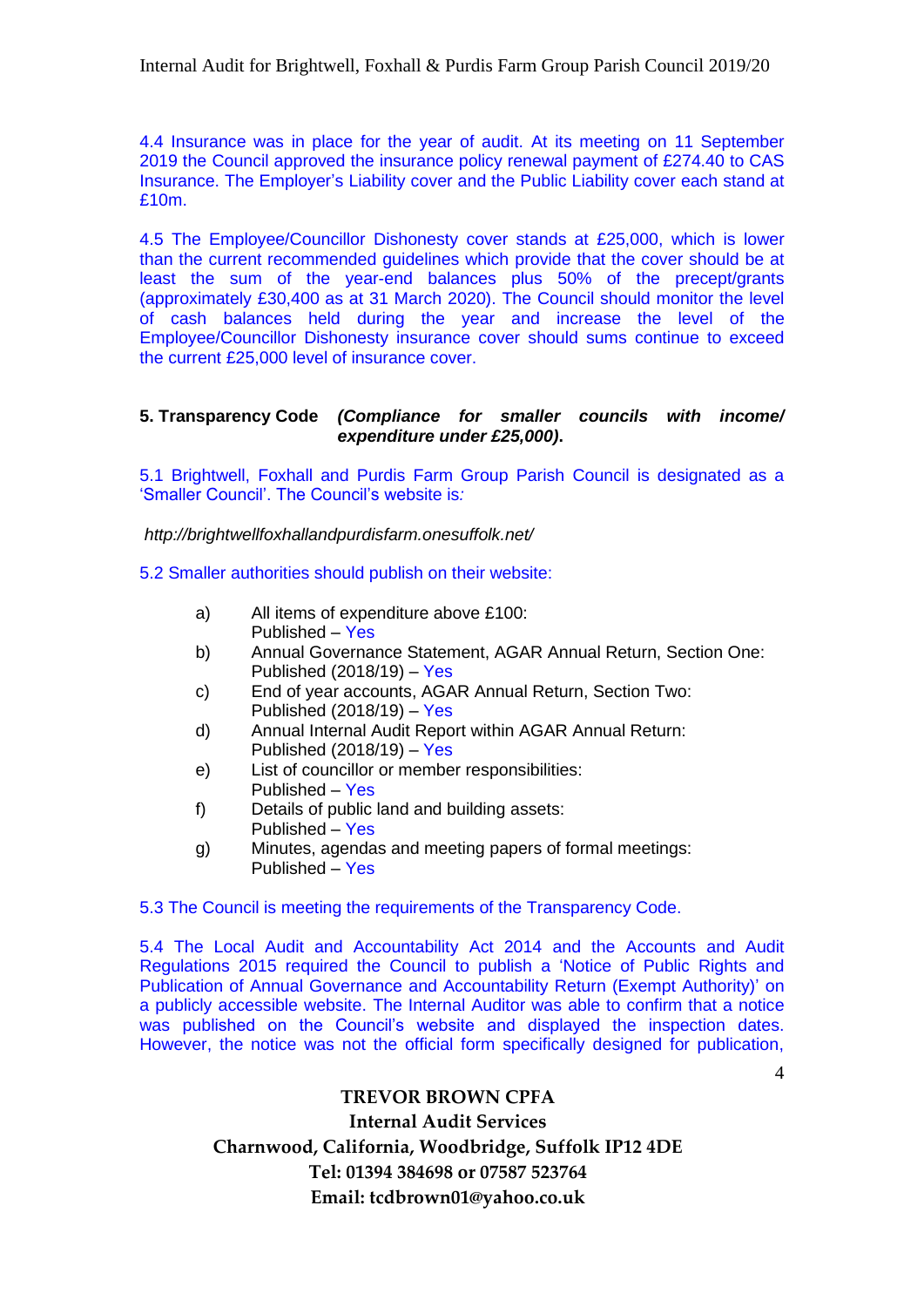4.4 Insurance was in place for the year of audit. At its meeting on 11 September 2019 the Council approved the insurance policy renewal payment of £274.40 to CAS Insurance. The Employer's Liability cover and the Public Liability cover each stand at £10m.

4.5 The Employee/Councillor Dishonesty cover stands at £25,000, which is lower than the current recommended guidelines which provide that the cover should be at least the sum of the year-end balances plus 50% of the precept/grants (approximately £30,400 as at 31 March 2020). The Council should monitor the level of cash balances held during the year and increase the level of the Employee/Councillor Dishonesty insurance cover should sums continue to exceed the current £25,000 level of insurance cover.

**5. Transparency Code** ***(Compliance for smaller councils with income/ expenditure under £25,000).***

5.1 Brightwell, Foxhall and Purdis Farm Group Parish Council is designated as a 'Smaller Council'. The Council's website is*:*

*http://brightwellfoxhallandpurdisfarm.onesuffolk.net/*

5.2 Smaller authorities should publish on their website:

a) All items of expenditure above £100:
   Published – Yes
b) Annual Governance Statement, AGAR Annual Return, Section One:
   Published (2018/19) – Yes
c) End of year accounts, AGAR Annual Return, Section Two:
   Published (2018/19) – Yes
d) Annual Internal Audit Report within AGAR Annual Return:
   Published (2018/19) – Yes
e) List of councillor or member responsibilities:
   Published – Yes
f) Details of public land and building assets:
   Published – Yes
g) Minutes, agendas and meeting papers of formal meetings:
   Published – Yes

5.3 The Council is meeting the requirements of the Transparency Code.

5.4 The Local Audit and Accountability Act 2014 and the Accounts and Audit Regulations 2015 required the Council to publish a 'Notice of Public Rights and Publication of Annual Governance and Accountability Return (Exempt Authority)' on a publicly accessible website. The Internal Auditor was able to confirm that a notice was published on the Council's website and displayed the inspection dates. However, the notice was not the official form specifically designed for publication,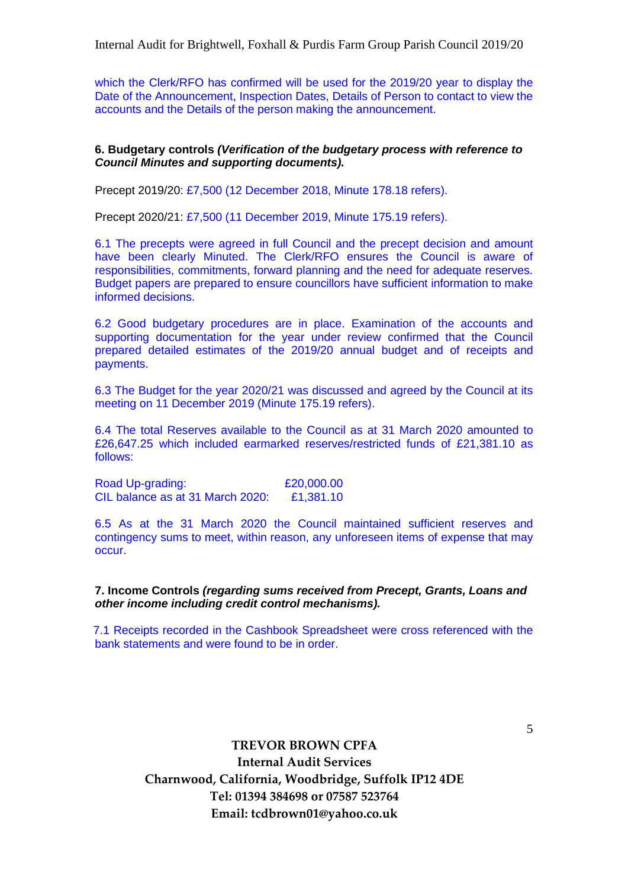which the Clerk/RFO has confirmed will be used for the 2019/20 year to display the Date of the Announcement, Inspection Dates, Details of Person to contact to view the accounts and the Details of the person making the announcement.

**6. Budgetary controls** ***(Verification of the budgetary process with reference to Council Minutes and supporting documents).***

Precept 2019/20: £7,500 (12 December 2018, Minute 178.18 refers).

Precept 2020/21: £7,500 (11 December 2019, Minute 175.19 refers).

6.1 The precepts were agreed in full Council and the precept decision and amount have been clearly Minuted. The Clerk/RFO ensures the Council is aware of responsibilities, commitments, forward planning and the need for adequate reserves. Budget papers are prepared to ensure councillors have sufficient information to make informed decisions.

6.2 Good budgetary procedures are in place. Examination of the accounts and supporting documentation for the year under review confirmed that the Council prepared detailed estimates of the 2019/20 annual budget and of receipts and payments.

6.3 The Budget for the year 2020/21 was discussed and agreed by the Council at its meeting on 11 December 2019 (Minute 175.19 refers).

6.4 The total Reserves available to the Council as at 31 March 2020 amounted to £26,647.25 which included earmarked reserves/restricted funds of £21,381.10 as follows:

| | |
|---|---|
| Road Up-grading: | £20,000.00 |
| CIL balance as at 31 March 2020: | £1,381.10 |

6.5 As at the 31 March 2020 the Council maintained sufficient reserves and contingency sums to meet, within reason, any unforeseen items of expense that may occur.

**7. Income Controls** ***(regarding sums received from Precept, Grants, Loans and other income including credit control mechanisms).***

7.1 Receipts recorded in the Cashbook Spreadsheet were cross referenced with the bank statements and were found to be in order.

**TREVOR BROWN CPFA**
**Internal Audit Services**
**Charnwood, California, Woodbridge, Suffolk IP12 4DE**
**Tel: 01394 384698 or 07587 523764**
**Email: tcdbrown01@yahoo.co.uk**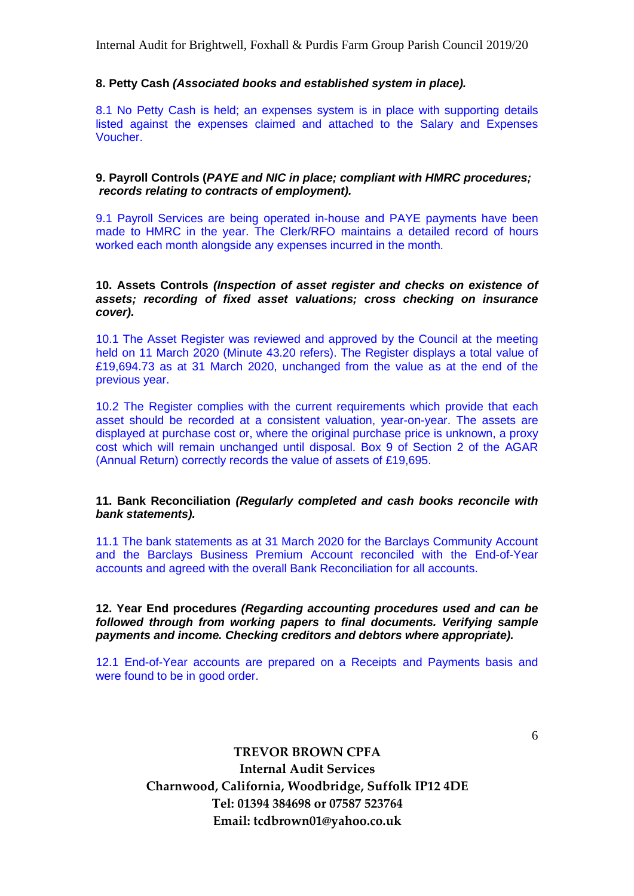**8. Petty Cash *(Associated books and established system in place).***

8.1 No Petty Cash is held; an expenses system is in place with supporting details listed against the expenses claimed and attached to the Salary and Expenses Voucher.

**9. Payroll Controls (*PAYE and NIC in place; compliant with HMRC procedures; records relating to contracts of employment).***

9.1 Payroll Services are being operated in-house and PAYE payments have been made to HMRC in the year. The Clerk/RFO maintains a detailed record of hours worked each month alongside any expenses incurred in the month.

**10. Assets Controls *(Inspection of asset register and checks on existence of assets; recording of fixed asset valuations; cross checking on insurance cover).***

10.1 The Asset Register was reviewed and approved by the Council at the meeting held on 11 March 2020 (Minute 43.20 refers). The Register displays a total value of £19,694.73 as at 31 March 2020, unchanged from the value as at the end of the previous year.

10.2 The Register complies with the current requirements which provide that each asset should be recorded at a consistent valuation, year-on-year. The assets are displayed at purchase cost or, where the original purchase price is unknown, a proxy cost which will remain unchanged until disposal. Box 9 of Section 2 of the AGAR (Annual Return) correctly records the value of assets of £19,695.

**11. Bank Reconciliation *(Regularly completed and cash books reconcile with bank statements).***

11.1 The bank statements as at 31 March 2020 for the Barclays Community Account and the Barclays Business Premium Account reconciled with the End-of-Year accounts and agreed with the overall Bank Reconciliation for all accounts.

**12. Year End procedures *(Regarding accounting procedures used and can be followed through from working papers to final documents. Verifying sample payments and income. Checking creditors and debtors where appropriate).***

12.1 End-of-Year accounts are prepared on a Receipts and Payments basis and were found to be in good order.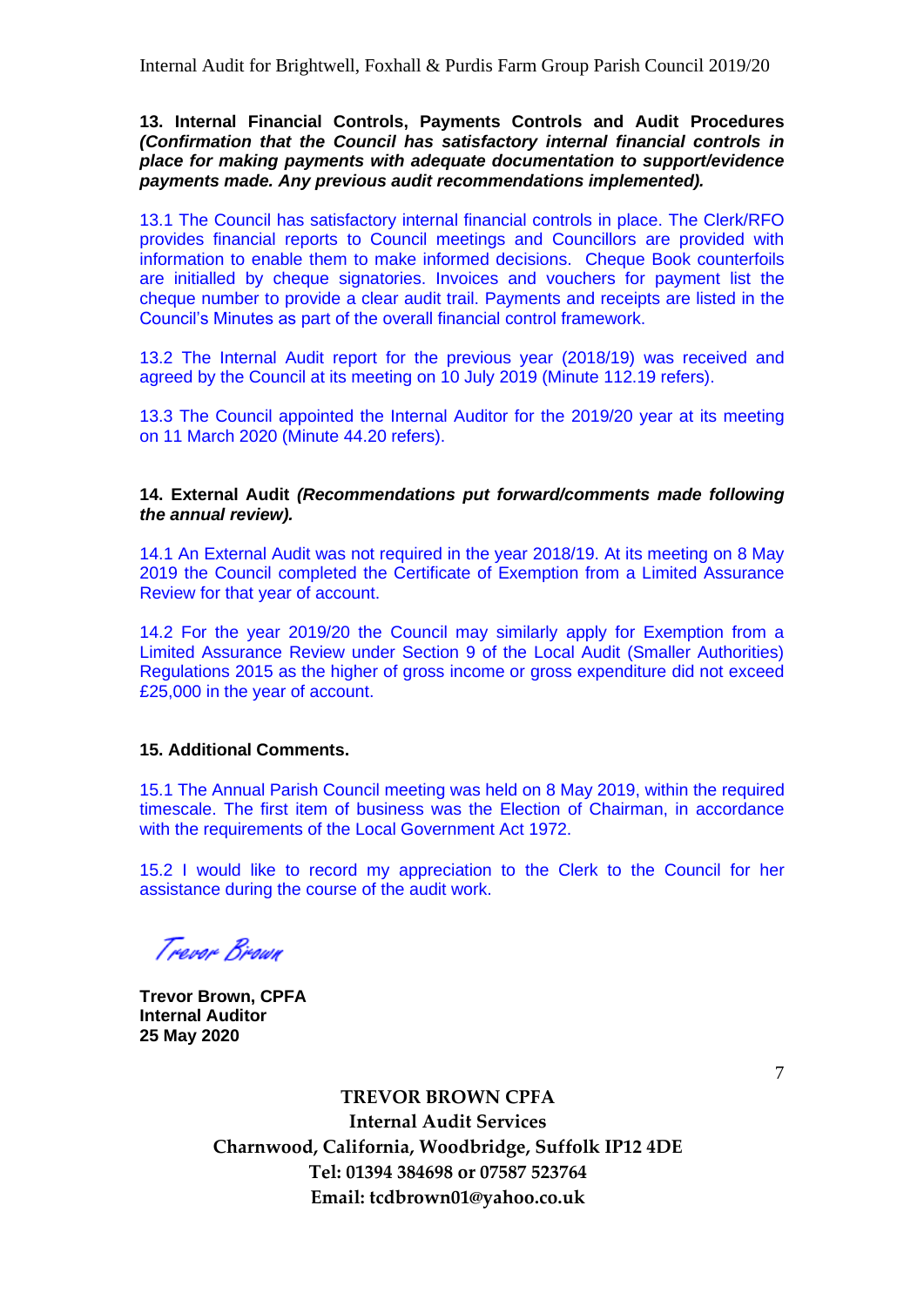**13. Internal Financial Controls, Payments Controls and Audit Procedures *(Confirmation that the Council has satisfactory internal financial controls in place for making payments with adequate documentation to support/evidence payments made. Any previous audit recommendations implemented).***

13.1 The Council has satisfactory internal financial controls in place. The Clerk/RFO provides financial reports to Council meetings and Councillors are provided with information to enable them to make informed decisions. Cheque Book counterfoils are initialled by cheque signatories. Invoices and vouchers for payment list the cheque number to provide a clear audit trail. Payments and receipts are listed in the Council's Minutes as part of the overall financial control framework.

13.2 The Internal Audit report for the previous year (2018/19) was received and agreed by the Council at its meeting on 10 July 2019 (Minute 112.19 refers).

13.3 The Council appointed the Internal Auditor for the 2019/20 year at its meeting on 11 March 2020 (Minute 44.20 refers).

**14. External Audit *(Recommendations put forward/comments made following the annual review).***

14.1 An External Audit was not required in the year 2018/19. At its meeting on 8 May 2019 the Council completed the Certificate of Exemption from a Limited Assurance Review for that year of account.

14.2 For the year 2019/20 the Council may similarly apply for Exemption from a Limited Assurance Review under Section 9 of the Local Audit (Smaller Authorities) Regulations 2015 as the higher of gross income or gross expenditure did not exceed £25,000 in the year of account.

**15. Additional Comments.**

15.1 The Annual Parish Council meeting was held on 8 May 2019, within the required timescale. The first item of business was the Election of Chairman, in accordance with the requirements of the Local Government Act 1972.

15.2 I would like to record my appreciation to the Clerk to the Council for her assistance during the course of the audit work.

*Trevor Brown*

**Trevor Brown, CPFA**
**Internal Auditor**
**25 May 2020**

**TREVOR BROWN CPFA**
**Internal Audit Services**
**Charnwood, California, Woodbridge, Suffolk IP12 4DE**
**Tel: 01394 384698 or 07587 523764**
**Email: tcdbrown01@yahoo.co.uk**